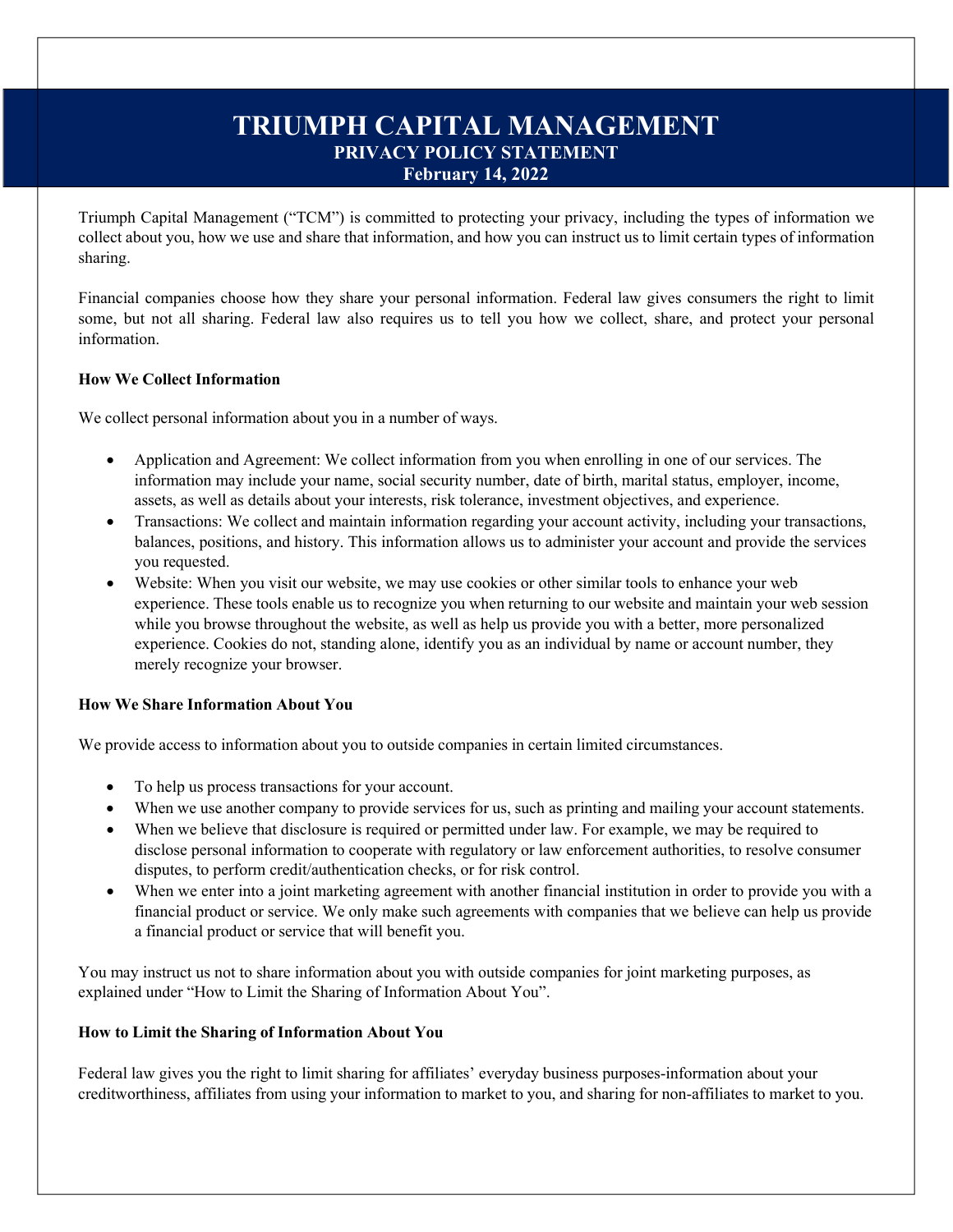# TRIUMPH CAPITAL MANAGEMENT

## PRIVACY POLICY STATEMENT

**February 14, 2022**

Triumph Capital Management ("TCM") is committed to protecting your privacy, including the types of information we collect about you, how we use and share that information, and how you can instruct us to limit certain types of information sharing.

Financial companies choose how they share your personal information. Federal law gives consumers the right to limit some, but not all sharing. Federal law also requires us to tell you how we collect, share, and protect your personal information.

**How We Collect Information**

We collect personal information about you in a number of ways.

- Application and Agreement: We collect information from you when enrolling in one of our services. The information may include your name, social security number, date of birth, marital status, employer, income, assets, as well as details about your interests, risk tolerance, investment objectives, and experience.
- Transactions: We collect and maintain information regarding your account activity, including your transactions, balances, positions, and history. This information allows us to administer your account and provide the services you requested.
- Website: When you visit our website, we may use cookies or other similar tools to enhance your web experience. These tools enable us to recognize you when returning to our website and maintain your web session while you browse throughout the website, as well as help us provide you with a better, more personalized experience. Cookies do not, standing alone, identify you as an individual by name or account number, they merely recognize your browser.

**How We Share Information About You**

We provide access to information about you to outside companies in certain limited circumstances.

- To help us process transactions for your account.
- When we use another company to provide services for us, such as printing and mailing your account statements.
- When we believe that disclosure is required or permitted under law. For example, we may be required to disclose personal information to cooperate with regulatory or law enforcement authorities, to resolve consumer disputes, to perform credit/authentication checks, or for risk control.
- When we enter into a joint marketing agreement with another financial institution in order to provide you with a financial product or service. We only make such agreements with companies that we believe can help us provide a financial product or service that will benefit you.

You may instruct us not to share information about you with outside companies for joint marketing purposes, as explained under "How to Limit the Sharing of Information About You".

**How to Limit the Sharing of Information About You**

Federal law gives you the right to limit sharing for affiliates' everyday business purposes-information about your creditworthiness, affiliates from using your information to market to you, and sharing for non-affiliates to market to you.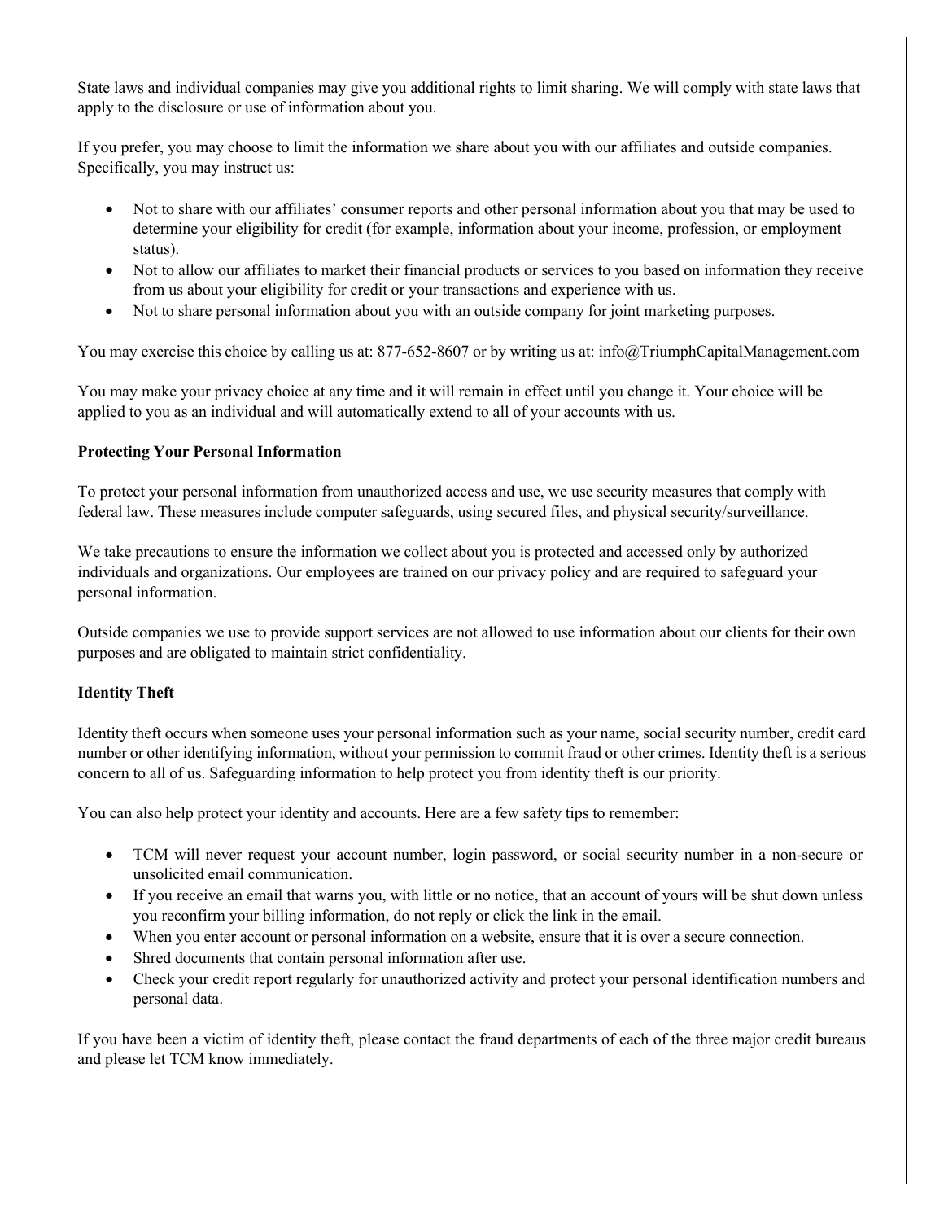State laws and individual companies may give you additional rights to limit sharing. We will comply with state laws that apply to the disclosure or use of information about you.

If you prefer, you may choose to limit the information we share about you with our affiliates and outside companies. Specifically, you may instruct us:

- Not to share with our affiliates' consumer reports and other personal information about you that may be used to determine your eligibility for credit (for example, information about your income, profession, or employment status).
- Not to allow our affiliates to market their financial products or services to you based on information they receive from us about your eligibility for credit or your transactions and experience with us.
- Not to share personal information about you with an outside company for joint marketing purposes.

You may exercise this choice by calling us at: 877-652-8607 or by writing us at: info@TriumphCapitalManagement.com

You may make your privacy choice at any time and it will remain in effect until you change it. Your choice will be applied to you as an individual and will automatically extend to all of your accounts with us.

**Protecting Your Personal Information**

To protect your personal information from unauthorized access and use, we use security measures that comply with federal law. These measures include computer safeguards, using secured files, and physical security/surveillance.

We take precautions to ensure the information we collect about you is protected and accessed only by authorized individuals and organizations. Our employees are trained on our privacy policy and are required to safeguard your personal information.

Outside companies we use to provide support services are not allowed to use information about our clients for their own purposes and are obligated to maintain strict confidentiality.

**Identity Theft**

Identity theft occurs when someone uses your personal information such as your name, social security number, credit card number or other identifying information, without your permission to commit fraud or other crimes. Identity theft is a serious concern to all of us. Safeguarding information to help protect you from identity theft is our priority.

You can also help protect your identity and accounts. Here are a few safety tips to remember:

- TCM will never request your account number, login password, or social security number in a non-secure or unsolicited email communication.
- If you receive an email that warns you, with little or no notice, that an account of yours will be shut down unless you reconfirm your billing information, do not reply or click the link in the email.
- When you enter account or personal information on a website, ensure that it is over a secure connection.
- Shred documents that contain personal information after use.
- Check your credit report regularly for unauthorized activity and protect your personal identification numbers and personal data.

If you have been a victim of identity theft, please contact the fraud departments of each of the three major credit bureaus and please let TCM know immediately.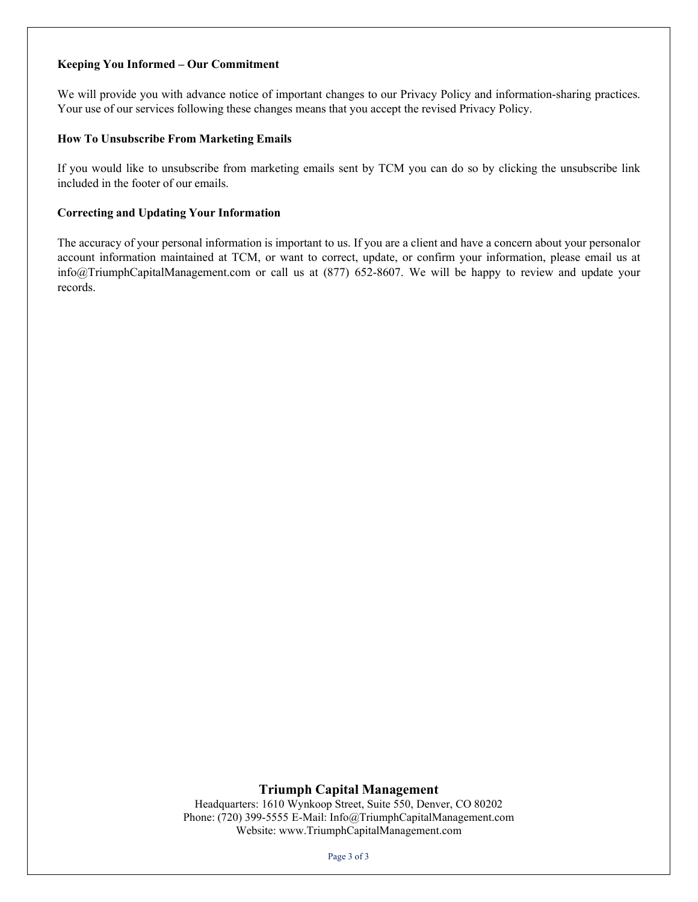**Keeping You Informed – Our Commitment**

We will provide you with advance notice of important changes to our Privacy Policy and information-sharing practices. Your use of our services following these changes means that you accept the revised Privacy Policy.

**How To Unsubscribe From Marketing Emails**

If you would like to unsubscribe from marketing emails sent by TCM you can do so by clicking the unsubscribe link included in the footer of our emails.

**Correcting and Updating Your Information**

The accuracy of your personal information is important to us. If you are a client and have a concern about your personal or account information maintained at TCM, or want to correct, update, or confirm your information, please email us at info@TriumphCapitalManagement.com or call us at (877) 652-8607. We will be happy to review and update your records.

**Triumph Capital Management**

Headquarters: 1610 Wynkoop Street, Suite 550, Denver, CO 80202
Phone: (720) 399-5555 E-Mail: Info@TriumphCapitalManagement.com
Website: www.TriumphCapitalManagement.com